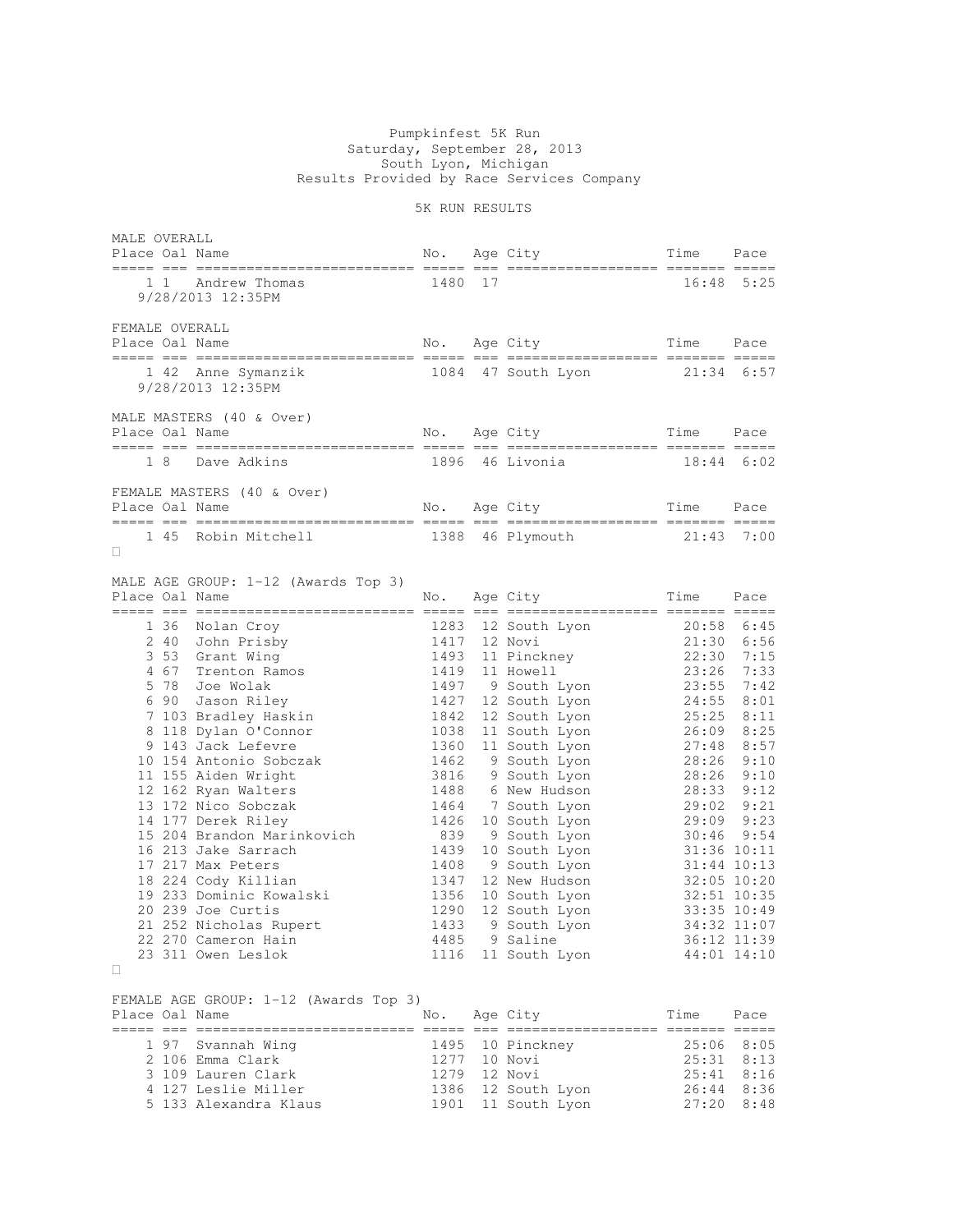Pumpkinfest 5K Run
Saturday, September 28, 2013
South Lyon, Michigan
Results Provided by Race Services Company

5K RUN RESULTS

MALE OVERALL

| Place | Oal | Name | No. | Age | City | Time | Pace |
|---|---|---|---|---|---|---|---|
| 1 | 1 | Andrew Thomas | 1480 | 17 | | 16:48 | 5:25 |

9/28/2013 12:35PM

FEMALE OVERALL

| Place | Oal | Name | No. | Age | City | Time | Pace |
|---|---|---|---|---|---|---|---|
| 1 | 42 | Anne Symanzik | 1084 | 47 | South Lyon | 21:34 | 6:57 |

9/28/2013 12:35PM

MALE MASTERS (40 & Over)

| Place | Oal | Name | No. | Age | City | Time | Pace |
|---|---|---|---|---|---|---|---|
| 1 | 8 | Dave Adkins | 1896 | 46 | Livonia | 18:44 | 6:02 |

FEMALE MASTERS (40 & Over)

| Place | Oal | Name | No. | Age | City | Time | Pace |
|---|---|---|---|---|---|---|---|
| 1 | 45 | Robin Mitchell | 1388 | 46 | Plymouth | 21:43 | 7:00 |

MALE AGE GROUP: 1-12 (Awards Top 3)

| Place | Oal | Name | No. | Age | City | Time | Pace |
|---|---|---|---|---|---|---|---|
| 1 | 36 | Nolan Croy | 1283 | 12 | South Lyon | 20:58 | 6:45 |
| 2 | 40 | John Prisby | 1417 | 12 | Novi | 21:30 | 6:56 |
| 3 | 53 | Grant Wing | 1493 | 11 | Pinckney | 22:30 | 7:15 |
| 4 | 67 | Trenton Ramos | 1419 | 11 | Howell | 23:26 | 7:33 |
| 5 | 78 | Joe Wolak | 1497 | 9 | South Lyon | 23:55 | 7:42 |
| 6 | 90 | Jason Riley | 1427 | 12 | South Lyon | 24:55 | 8:01 |
| 7 | 103 | Bradley Haskin | 1842 | 12 | South Lyon | 25:25 | 8:11 |
| 8 | 118 | Dylan O'Connor | 1038 | 11 | South Lyon | 26:09 | 8:25 |
| 9 | 143 | Jack Lefevre | 1360 | 11 | South Lyon | 27:48 | 8:57 |
| 10 | 154 | Antonio Sobczak | 1462 | 9 | South Lyon | 28:26 | 9:10 |
| 11 | 155 | Aiden Wright | 3816 | 9 | South Lyon | 28:26 | 9:10 |
| 12 | 162 | Ryan Walters | 1488 | 6 | New Hudson | 28:33 | 9:12 |
| 13 | 172 | Nico Sobczak | 1464 | 7 | South Lyon | 29:02 | 9:21 |
| 14 | 177 | Derek Riley | 1426 | 10 | South Lyon | 29:09 | 9:23 |
| 15 | 204 | Brandon Marinkovich | 839 | 9 | South Lyon | 30:46 | 9:54 |
| 16 | 213 | Jake Sarrach | 1439 | 10 | South Lyon | 31:36 | 10:11 |
| 17 | 217 | Max Peters | 1408 | 9 | South Lyon | 31:44 | 10:13 |
| 18 | 224 | Cody Killian | 1347 | 12 | New Hudson | 32:05 | 10:20 |
| 19 | 233 | Dominic Kowalski | 1356 | 10 | South Lyon | 32:51 | 10:35 |
| 20 | 239 | Joe Curtis | 1290 | 12 | South Lyon | 33:35 | 10:49 |
| 21 | 252 | Nicholas Rupert | 1433 | 9 | South Lyon | 34:32 | 11:07 |
| 22 | 270 | Cameron Hain | 4485 | 9 | Saline | 36:12 | 11:39 |
| 23 | 311 | Owen Leslok | 1116 | 11 | South Lyon | 44:01 | 14:10 |

FEMALE AGE GROUP: 1-12 (Awards Top 3)

| Place | Oal | Name | No. | Age | City | Time | Pace |
|---|---|---|---|---|---|---|---|
| 1 | 97 | Svannah Wing | 1495 | 10 | Pinckney | 25:06 | 8:05 |
| 2 | 106 | Emma Clark | 1277 | 10 | Novi | 25:31 | 8:13 |
| 3 | 109 | Lauren Clark | 1279 | 12 | Novi | 25:41 | 8:16 |
| 4 | 127 | Leslie Miller | 1386 | 12 | South Lyon | 26:44 | 8:36 |
| 5 | 133 | Alexandra Klaus | 1901 | 11 | South Lyon | 27:20 | 8:48 |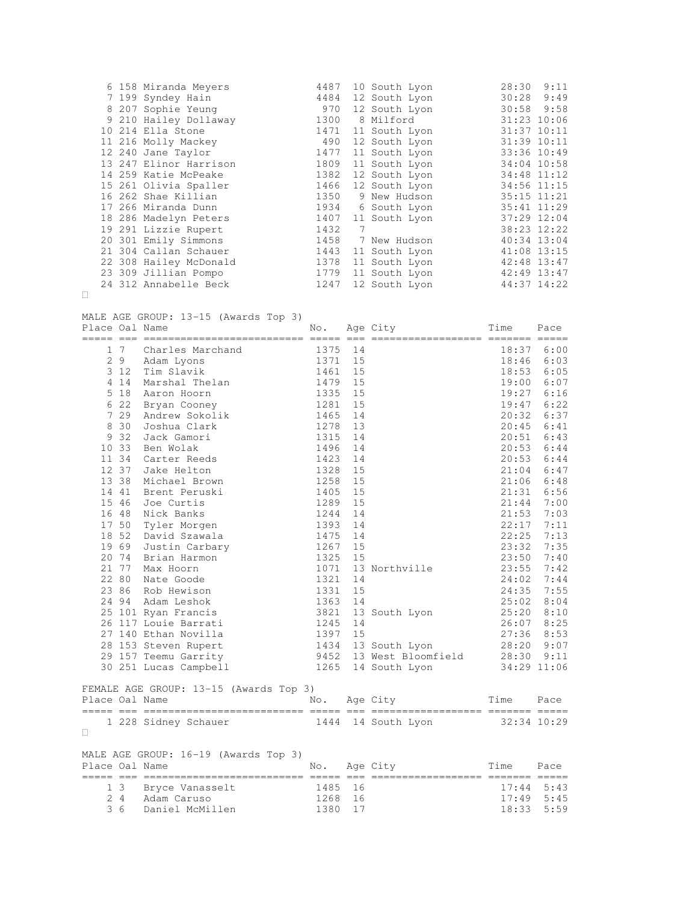| Place | Oal | Name | No. | Age | City | Time | Pace |
|---|---|---|---|---|---|---|---|
| 6 | 158 | Miranda Meyers | 4487 | 10 | South Lyon | 28:30 | 9:11 |
| 7 | 199 | Syndey Hain | 4484 | 12 | South Lyon | 30:28 | 9:49 |
| 8 | 207 | Sophie Yeung | 970 | 12 | South Lyon | 30:58 | 9:58 |
| 9 | 210 | Hailey Dollaway | 1300 | 8 | Milford | 31:23 | 10:06 |
| 10 | 214 | Ella Stone | 1471 | 11 | South Lyon | 31:37 | 10:11 |
| 11 | 216 | Molly Mackey | 490 | 12 | South Lyon | 31:39 | 10:11 |
| 12 | 240 | Jane Taylor | 1477 | 11 | South Lyon | 33:36 | 10:49 |
| 13 | 247 | Elinor Harrison | 1809 | 11 | South Lyon | 34:04 | 10:58 |
| 14 | 259 | Katie McPeake | 1382 | 12 | South Lyon | 34:48 | 11:12 |
| 15 | 261 | Olivia Spaller | 1466 | 12 | South Lyon | 34:56 | 11:15 |
| 16 | 262 | Shae Killian | 1350 | 9 | New Hudson | 35:15 | 11:21 |
| 17 | 266 | Miranda Dunn | 1934 | 6 | South Lyon | 35:41 | 11:29 |
| 18 | 286 | Madelyn Peters | 1407 | 11 | South Lyon | 37:29 | 12:04 |
| 19 | 291 | Lizzie Rupert | 1432 | 7 | | 38:23 | 12:22 |
| 20 | 301 | Emily Simmons | 1458 | 7 | New Hudson | 40:34 | 13:04 |
| 21 | 304 | Callan Schauer | 1443 | 11 | South Lyon | 41:08 | 13:15 |
| 22 | 308 | Hailey McDonald | 1378 | 11 | South Lyon | 42:48 | 13:47 |
| 23 | 309 | Jillian Pompo | 1779 | 11 | South Lyon | 42:49 | 13:47 |
| 24 | 312 | Annabelle Beck | 1247 | 12 | South Lyon | 44:37 | 14:22 |

MALE AGE GROUP: 13-15 (Awards Top 3)

| Place | Oal | Name | No. | Age | City | Time | Pace |
|---|---|---|---|---|---|---|---|
| 1 | 7 | Charles Marchand | 1375 | 14 | | 18:37 | 6:00 |
| 2 | 9 | Adam Lyons | 1371 | 15 | | 18:46 | 6:03 |
| 3 | 12 | Tim Slavik | 1461 | 15 | | 18:53 | 6:05 |
| 4 | 14 | Marshal Thelan | 1479 | 15 | | 19:00 | 6:07 |
| 5 | 18 | Aaron Hoorn | 1335 | 15 | | 19:27 | 6:16 |
| 6 | 22 | Bryan Cooney | 1281 | 15 | | 19:47 | 6:22 |
| 7 | 29 | Andrew Sokolik | 1465 | 14 | | 20:32 | 6:37 |
| 8 | 30 | Joshua Clark | 1278 | 13 | | 20:45 | 6:41 |
| 9 | 32 | Jack Gamori | 1315 | 14 | | 20:51 | 6:43 |
| 10 | 33 | Ben Wolak | 1496 | 14 | | 20:53 | 6:44 |
| 11 | 34 | Carter Reeds | 1423 | 14 | | 20:53 | 6:44 |
| 12 | 37 | Jake Helton | 1328 | 15 | | 21:04 | 6:47 |
| 13 | 38 | Michael Brown | 1258 | 15 | | 21:06 | 6:48 |
| 14 | 41 | Brent Peruski | 1405 | 15 | | 21:31 | 6:56 |
| 15 | 46 | Joe Curtis | 1289 | 15 | | 21:44 | 7:00 |
| 16 | 48 | Nick Banks | 1244 | 14 | | 21:53 | 7:03 |
| 17 | 50 | Tyler Morgen | 1393 | 14 | | 22:17 | 7:11 |
| 18 | 52 | David Szawala | 1475 | 14 | | 22:25 | 7:13 |
| 19 | 69 | Justin Carbary | 1267 | 15 | | 23:32 | 7:35 |
| 20 | 74 | Brian Harmon | 1325 | 15 | | 23:50 | 7:40 |
| 21 | 77 | Max Hoorn | 1071 | 13 | Northville | 23:55 | 7:42 |
| 22 | 80 | Nate Goode | 1321 | 14 | | 24:02 | 7:44 |
| 23 | 86 | Rob Hewison | 1331 | 15 | | 24:35 | 7:55 |
| 24 | 94 | Adam Leshok | 1363 | 14 | | 25:02 | 8:04 |
| 25 | 101 | Ryan Francis | 3821 | 13 | South Lyon | 25:20 | 8:10 |
| 26 | 117 | Louie Barrati | 1245 | 14 | | 26:07 | 8:25 |
| 27 | 140 | Ethan Novilla | 1397 | 15 | | 27:36 | 8:53 |
| 28 | 153 | Steven Rupert | 1434 | 13 | South Lyon | 28:20 | 9:07 |
| 29 | 157 | Teemu Garrity | 9452 | 13 | West Bloomfield | 28:30 | 9:11 |
| 30 | 251 | Lucas Campbell | 1265 | 14 | South Lyon | 34:29 | 11:06 |

FEMALE AGE GROUP: 13-15 (Awards Top 3)

| Place | Oal | Name | No. | Age | City | Time | Pace |
|---|---|---|---|---|---|---|---|
| 1 | 228 | Sidney Schauer | 1444 | 14 | South Lyon | 32:34 | 10:29 |

MALE AGE GROUP: 16-19 (Awards Top 3)

| Place | Oal | Name | No. | Age | City | Time | Pace |
|---|---|---|---|---|---|---|---|
| 1 | 3 | Bryce Vanasselt | 1485 | 16 | | 17:44 | 5:43 |
| 2 | 4 | Adam Caruso | 1268 | 16 | | 17:49 | 5:45 |
| 3 | 6 | Daniel McMillen | 1380 | 17 | | 18:33 | 5:59 |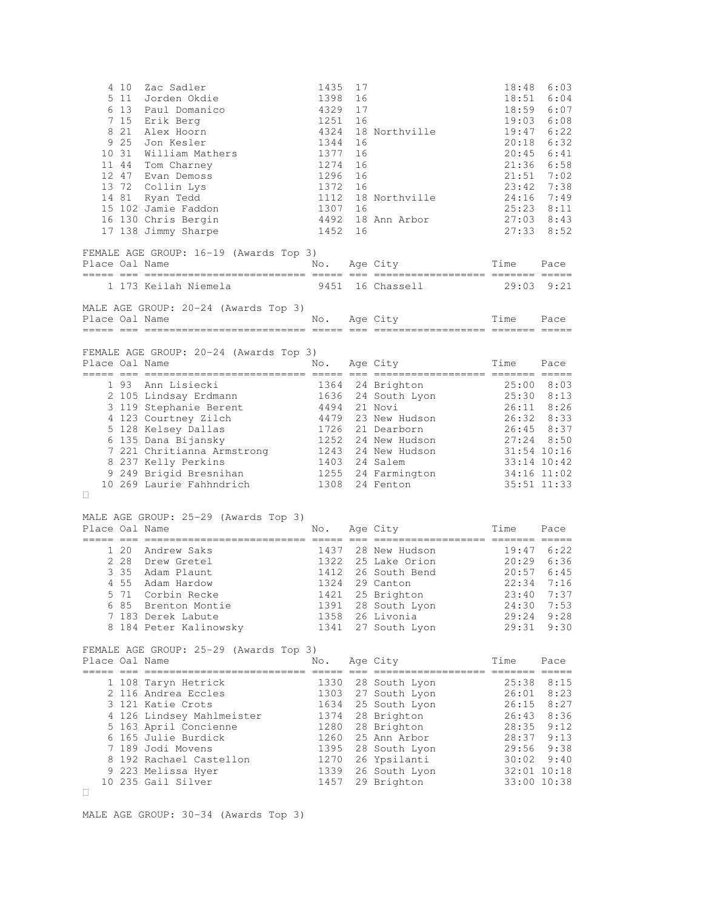| Place | Oal | Name | No. | Age | City | Time | Pace |
|---|---|---|---|---|---|---|---|
| 4 | 10 | Zac Sadler | 1435 | 17 | | 18:48 | 6:03 |
| 5 | 11 | Jorden Okdie | 1398 | 16 | | 18:51 | 6:04 |
| 6 | 13 | Paul Domanico | 4329 | 17 | | 18:59 | 6:07 |
| 7 | 15 | Erik Berg | 1251 | 16 | | 19:03 | 6:08 |
| 8 | 21 | Alex Hoorn | 4324 | 18 | Northville | 19:47 | 6:22 |
| 9 | 25 | Jon Kesler | 1344 | 16 | | 20:18 | 6:32 |
| 10 | 31 | William Mathers | 1377 | 16 | | 20:45 | 6:41 |
| 11 | 44 | Tom Charney | 1274 | 16 | | 21:36 | 6:58 |
| 12 | 47 | Evan Demoss | 1296 | 16 | | 21:51 | 7:02 |
| 13 | 72 | Collin Lys | 1372 | 16 | | 23:42 | 7:38 |
| 14 | 81 | Ryan Tedd | 1112 | 18 | Northville | 24:16 | 7:49 |
| 15 | 102 | Jamie Faddon | 1307 | 16 | | 25:23 | 8:11 |
| 16 | 130 | Chris Bergin | 4492 | 18 | Ann Arbor | 27:03 | 8:43 |
| 17 | 138 | Jimmy Sharpe | 1452 | 16 | | 27:33 | 8:52 |

FEMALE AGE GROUP: 16-19 (Awards Top 3)

| Place | Oal | Name | No. | Age | City | Time | Pace |
|---|---|---|---|---|---|---|---|
| 1 | 173 | Keilah Niemela | 9451 | 16 | Chassell | 29:03 | 9:21 |

MALE AGE GROUP: 20-24 (Awards Top 3)

| Place | Oal | Name | No. | Age | City | Time | Pace |
|---|---|---|---|---|---|---|---|

FEMALE AGE GROUP: 20-24 (Awards Top 3)

| Place | Oal | Name | No. | Age | City | Time | Pace |
|---|---|---|---|---|---|---|---|
| 1 | 93 | Ann Lisiecki | 1364 | 24 | Brighton | 25:00 | 8:03 |
| 2 | 105 | Lindsay Erdmann | 1636 | 24 | South Lyon | 25:30 | 8:13 |
| 3 | 119 | Stephanie Berent | 4494 | 21 | Novi | 26:11 | 8:26 |
| 4 | 123 | Courtney Zilch | 4479 | 23 | New Hudson | 26:32 | 8:33 |
| 5 | 128 | Kelsey Dallas | 1726 | 21 | Dearborn | 26:45 | 8:37 |
| 6 | 135 | Dana Bijansky | 1252 | 24 | New Hudson | 27:24 | 8:50 |
| 7 | 221 | Chritianna Armstrong | 1243 | 24 | New Hudson | 31:54 | 10:16 |
| 8 | 237 | Kelly Perkins | 1403 | 24 | Salem | 33:14 | 10:42 |
| 9 | 249 | Brigid Bresnihan | 1255 | 24 | Farmington | 34:16 | 11:02 |
| 10 | 269 | Laurie Fahhndrich | 1308 | 24 | Fenton | 35:51 | 11:33 |

MALE AGE GROUP: 25-29 (Awards Top 3)

| Place | Oal | Name | No. | Age | City | Time | Pace |
|---|---|---|---|---|---|---|---|
| 1 | 20 | Andrew Saks | 1437 | 28 | New Hudson | 19:47 | 6:22 |
| 2 | 28 | Drew Gretel | 1322 | 25 | Lake Orion | 20:29 | 6:36 |
| 3 | 35 | Adam Plaunt | 1412 | 26 | South Bend | 20:57 | 6:45 |
| 4 | 55 | Adam Hardow | 1324 | 29 | Canton | 22:34 | 7:16 |
| 5 | 71 | Corbin Recke | 1421 | 25 | Brighton | 23:40 | 7:37 |
| 6 | 85 | Brenton Montie | 1391 | 28 | South Lyon | 24:30 | 7:53 |
| 7 | 183 | Derek Labute | 1358 | 26 | Livonia | 29:24 | 9:28 |
| 8 | 184 | Peter Kalinowsky | 1341 | 27 | South Lyon | 29:31 | 9:30 |

FEMALE AGE GROUP: 25-29 (Awards Top 3)

| Place | Oal | Name | No. | Age | City | Time | Pace |
|---|---|---|---|---|---|---|---|
| 1 | 108 | Taryn Hetrick | 1330 | 28 | South Lyon | 25:38 | 8:15 |
| 2 | 116 | Andrea Eccles | 1303 | 27 | South Lyon | 26:01 | 8:23 |
| 3 | 121 | Katie Crots | 1634 | 25 | South Lyon | 26:15 | 8:27 |
| 4 | 126 | Lindsey Mahlmeister | 1374 | 28 | Brighton | 26:43 | 8:36 |
| 5 | 163 | April Concienne | 1280 | 28 | Brighton | 28:35 | 9:12 |
| 6 | 165 | Julie Burdick | 1260 | 25 | Ann Arbor | 28:37 | 9:13 |
| 7 | 189 | Jodi Movens | 1395 | 28 | South Lyon | 29:56 | 9:38 |
| 8 | 192 | Rachael Castellon | 1270 | 26 | Ypsilanti | 30:02 | 9:40 |
| 9 | 223 | Melissa Hyer | 1339 | 26 | South Lyon | 32:01 | 10:18 |
| 10 | 235 | Gail Silver | 1457 | 29 | Brighton | 33:00 | 10:38 |

MALE AGE GROUP: 30-34 (Awards Top 3)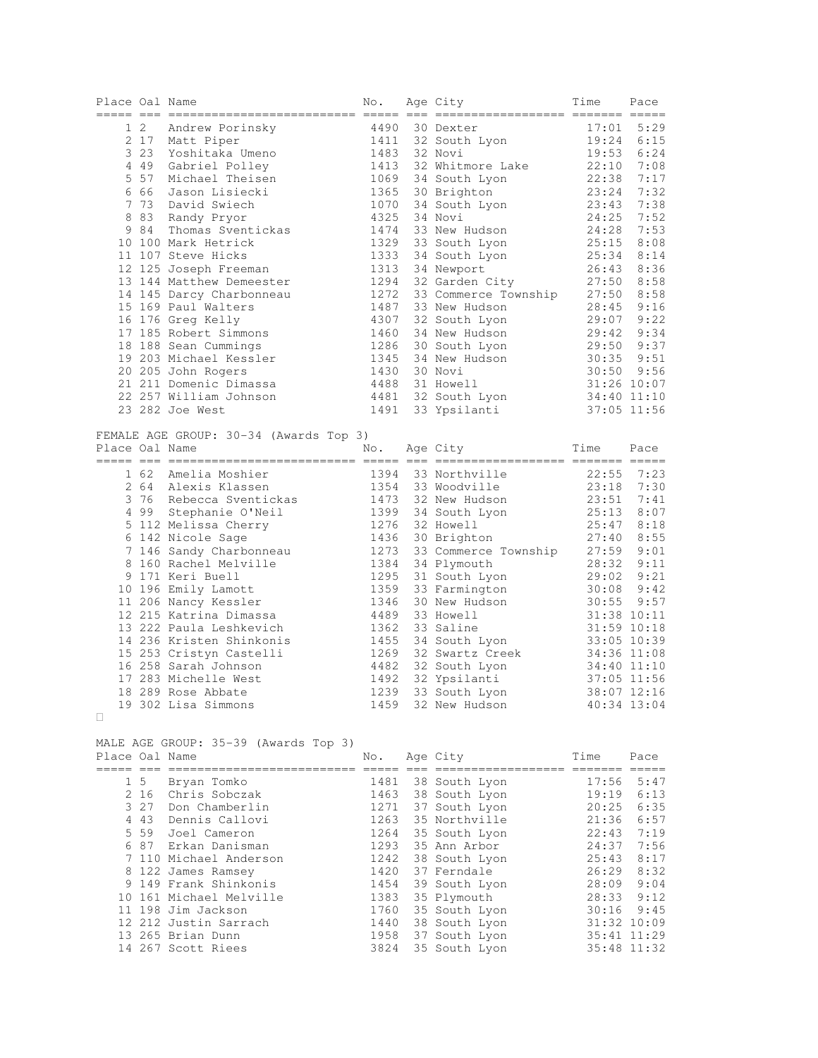| Place | Oal | Name | No. | Age | City | Time | Pace |
|---|---|---|---|---|---|---|---|
| 1 | 2 | Andrew Porinsky | 4490 | 30 | Dexter | 17:01 | 5:29 |
| 2 | 17 | Matt Piper | 1411 | 32 | South Lyon | 19:24 | 6:15 |
| 3 | 23 | Yoshitaka Umeno | 1483 | 32 | Novi | 19:53 | 6:24 |
| 4 | 49 | Gabriel Polley | 1413 | 32 | Whitmore Lake | 22:10 | 7:08 |
| 5 | 57 | Michael Theisen | 1069 | 34 | South Lyon | 22:38 | 7:17 |
| 6 | 66 | Jason Lisiecki | 1365 | 30 | Brighton | 23:24 | 7:32 |
| 7 | 73 | David Swiech | 1070 | 34 | South Lyon | 23:43 | 7:38 |
| 8 | 83 | Randy Pryor | 4325 | 34 | Novi | 24:25 | 7:52 |
| 9 | 84 | Thomas Sventickas | 1474 | 33 | New Hudson | 24:28 | 7:53 |
| 10 | 100 | Mark Hetrick | 1329 | 33 | South Lyon | 25:15 | 8:08 |
| 11 | 107 | Steve Hicks | 1333 | 34 | South Lyon | 25:34 | 8:14 |
| 12 | 125 | Joseph Freeman | 1313 | 34 | Newport | 26:43 | 8:36 |
| 13 | 144 | Matthew Demeester | 1294 | 32 | Garden City | 27:50 | 8:58 |
| 14 | 145 | Darcy Charbonneau | 1272 | 33 | Commerce Township | 27:50 | 8:58 |
| 15 | 169 | Paul Walters | 1487 | 33 | New Hudson | 28:45 | 9:16 |
| 16 | 176 | Greg Kelly | 4307 | 32 | South Lyon | 29:07 | 9:22 |
| 17 | 185 | Robert Simmons | 1460 | 34 | New Hudson | 29:42 | 9:34 |
| 18 | 188 | Sean Cummings | 1286 | 30 | South Lyon | 29:50 | 9:37 |
| 19 | 203 | Michael Kessler | 1345 | 34 | New Hudson | 30:35 | 9:51 |
| 20 | 205 | John Rogers | 1430 | 30 | Novi | 30:50 | 9:56 |
| 21 | 211 | Domenic Dimassa | 4488 | 31 | Howell | 31:26 | 10:07 |
| 22 | 257 | William Johnson | 4481 | 32 | South Lyon | 34:40 | 11:10 |
| 23 | 282 | Joe West | 1491 | 33 | Ypsilanti | 37:05 | 11:56 |

FEMALE AGE GROUP: 30-34 (Awards Top 3)

| Place | Oal | Name | No. | Age | City | Time | Pace |
|---|---|---|---|---|---|---|---|
| 1 | 62 | Amelia Moshier | 1394 | 33 | Northville | 22:55 | 7:23 |
| 2 | 64 | Alexis Klassen | 1354 | 33 | Woodville | 23:18 | 7:30 |
| 3 | 76 | Rebecca Sventickas | 1473 | 32 | New Hudson | 23:51 | 7:41 |
| 4 | 99 | Stephanie O'Neil | 1399 | 34 | South Lyon | 25:13 | 8:07 |
| 5 | 112 | Melissa Cherry | 1276 | 32 | Howell | 25:47 | 8:18 |
| 6 | 142 | Nicole Sage | 1436 | 30 | Brighton | 27:40 | 8:55 |
| 7 | 146 | Sandy Charbonneau | 1273 | 33 | Commerce Township | 27:59 | 9:01 |
| 8 | 160 | Rachel Melville | 1384 | 34 | Plymouth | 28:32 | 9:11 |
| 9 | 171 | Keri Buell | 1295 | 31 | South Lyon | 29:02 | 9:21 |
| 10 | 196 | Emily Lamott | 1359 | 33 | Farmington | 30:08 | 9:42 |
| 11 | 206 | Nancy Kessler | 1346 | 30 | New Hudson | 30:55 | 9:57 |
| 12 | 215 | Katrina Dimassa | 4489 | 33 | Howell | 31:38 | 10:11 |
| 13 | 222 | Paula Leshkevich | 1362 | 33 | Saline | 31:59 | 10:18 |
| 14 | 236 | Kristen Shinkonis | 1455 | 34 | South Lyon | 33:05 | 10:39 |
| 15 | 253 | Cristyn Castelli | 1269 | 32 | Swartz Creek | 34:36 | 11:08 |
| 16 | 258 | Sarah Johnson | 4482 | 32 | South Lyon | 34:40 | 11:10 |
| 17 | 283 | Michelle West | 1492 | 32 | Ypsilanti | 37:05 | 11:56 |
| 18 | 289 | Rose Abbate | 1239 | 33 | South Lyon | 38:07 | 12:16 |
| 19 | 302 | Lisa Simmons | 1459 | 32 | New Hudson | 40:34 | 13:04 |

MALE AGE GROUP: 35-39 (Awards Top 3)

| Place | Oal | Name | No. | Age | City | Time | Pace |
|---|---|---|---|---|---|---|---|
| 1 | 5 | Bryan Tomko | 1481 | 38 | South Lyon | 17:56 | 5:47 |
| 2 | 16 | Chris Sobczak | 1463 | 38 | South Lyon | 19:19 | 6:13 |
| 3 | 27 | Don Chamberlin | 1271 | 37 | South Lyon | 20:25 | 6:35 |
| 4 | 43 | Dennis Callovi | 1263 | 35 | Northville | 21:36 | 6:57 |
| 5 | 59 | Joel Cameron | 1264 | 35 | South Lyon | 22:43 | 7:19 |
| 6 | 87 | Erkan Danisman | 1293 | 35 | Ann Arbor | 24:37 | 7:56 |
| 7 | 110 | Michael Anderson | 1242 | 38 | South Lyon | 25:43 | 8:17 |
| 8 | 122 | James Ramsey | 1420 | 37 | Ferndale | 26:29 | 8:32 |
| 9 | 149 | Frank Shinkonis | 1454 | 39 | South Lyon | 28:09 | 9:04 |
| 10 | 161 | Michael Melville | 1383 | 35 | Plymouth | 28:33 | 9:12 |
| 11 | 198 | Jim Jackson | 1760 | 35 | South Lyon | 30:16 | 9:45 |
| 12 | 212 | Justin Sarrach | 1440 | 38 | South Lyon | 31:32 | 10:09 |
| 13 | 265 | Brian Dunn | 1958 | 37 | South Lyon | 35:41 | 11:29 |
| 14 | 267 | Scott Riees | 3824 | 35 | South Lyon | 35:48 | 11:32 |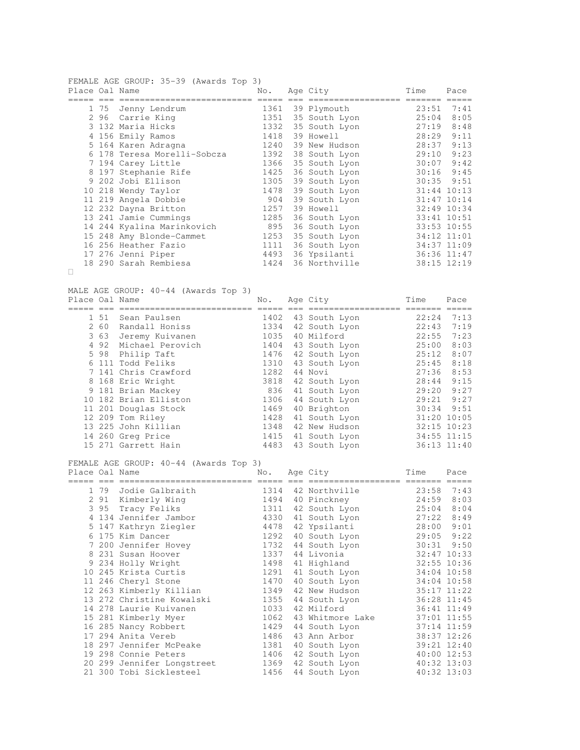FEMALE AGE GROUP: 35-39 (Awards Top 3)

| Place | Oal | Name | No. | Age | City | Time | Pace |
|---|---|---|---|---|---|---|---|
| 1 | 75 | Jenny Lendrum | 1361 | 39 | Plymouth | 23:51 | 7:41 |
| 2 | 96 | Carrie King | 1351 | 35 | South Lyon | 25:04 | 8:05 |
| 3 | 132 | Maria Hicks | 1332 | 35 | South Lyon | 27:19 | 8:48 |
| 4 | 156 | Emily Ramos | 1418 | 39 | Howell | 28:29 | 9:11 |
| 5 | 164 | Karen Adragna | 1240 | 39 | New Hudson | 28:37 | 9:13 |
| 6 | 178 | Teresa Morelli-Sobcza | 1392 | 38 | South Lyon | 29:10 | 9:23 |
| 7 | 194 | Carey Little | 1366 | 35 | South Lyon | 30:07 | 9:42 |
| 8 | 197 | Stephanie Rife | 1425 | 36 | South Lyon | 30:16 | 9:45 |
| 9 | 202 | Jobi Ellison | 1305 | 39 | South Lyon | 30:35 | 9:51 |
| 10 | 218 | Wendy Taylor | 1478 | 39 | South Lyon | 31:44 | 10:13 |
| 11 | 219 | Angela Dobbie | 904 | 39 | South Lyon | 31:47 | 10:14 |
| 12 | 232 | Dayna Britton | 1257 | 39 | Howell | 32:49 | 10:34 |
| 13 | 241 | Jamie Cummings | 1285 | 36 | South Lyon | 33:41 | 10:51 |
| 14 | 244 | Kyalina Marinkovich | 895 | 36 | South Lyon | 33:53 | 10:55 |
| 15 | 248 | Amy Blonde-Cammet | 1253 | 35 | South Lyon | 34:12 | 11:01 |
| 16 | 256 | Heather Fazio | 1111 | 36 | South Lyon | 34:37 | 11:09 |
| 17 | 276 | Jenni Piper | 4493 | 36 | Ypsilanti | 36:36 | 11:47 |
| 18 | 290 | Sarah Rembiesa | 1424 | 36 | Northville | 38:15 | 12:19 |

MALE AGE GROUP: 40-44 (Awards Top 3)

| Place | Oal | Name | No. | Age | City | Time | Pace |
|---|---|---|---|---|---|---|---|
| 1 | 51 | Sean Paulsen | 1402 | 43 | South Lyon | 22:24 | 7:13 |
| 2 | 60 | Randall Honiss | 1334 | 42 | South Lyon | 22:43 | 7:19 |
| 3 | 63 | Jeremy Kuivanen | 1035 | 40 | Milford | 22:55 | 7:23 |
| 4 | 92 | Michael Perovich | 1404 | 43 | South Lyon | 25:00 | 8:03 |
| 5 | 98 | Philip Taft | 1476 | 42 | South Lyon | 25:12 | 8:07 |
| 6 | 111 | Todd Feliks | 1310 | 43 | South Lyon | 25:45 | 8:18 |
| 7 | 141 | Chris Crawford | 1282 | 44 | Novi | 27:36 | 8:53 |
| 8 | 168 | Eric Wright | 3818 | 42 | South Lyon | 28:44 | 9:15 |
| 9 | 181 | Brian Mackey | 836 | 41 | South Lyon | 29:20 | 9:27 |
| 10 | 182 | Brian Elliston | 1306 | 44 | South Lyon | 29:21 | 9:27 |
| 11 | 201 | Douglas Stock | 1469 | 40 | Brighton | 30:34 | 9:51 |
| 12 | 209 | Tom Riley | 1428 | 41 | South Lyon | 31:20 | 10:05 |
| 13 | 225 | John Killian | 1348 | 42 | New Hudson | 32:15 | 10:23 |
| 14 | 260 | Greg Price | 1415 | 41 | South Lyon | 34:55 | 11:15 |
| 15 | 271 | Garrett Hain | 4483 | 43 | South Lyon | 36:13 | 11:40 |

FEMALE AGE GROUP: 40-44 (Awards Top 3)

| Place | Oal | Name | No. | Age | City | Time | Pace |
|---|---|---|---|---|---|---|---|
| 1 | 79 | Jodie Galbraith | 1314 | 42 | Northville | 23:58 | 7:43 |
| 2 | 91 | Kimberly Wing | 1494 | 40 | Pinckney | 24:59 | 8:03 |
| 3 | 95 | Tracy Feliks | 1311 | 42 | South Lyon | 25:04 | 8:04 |
| 4 | 134 | Jennifer Jambor | 4330 | 41 | South Lyon | 27:22 | 8:49 |
| 5 | 147 | Kathryn Ziegler | 4478 | 42 | Ypsilanti | 28:00 | 9:01 |
| 6 | 175 | Kim Dancer | 1292 | 40 | South Lyon | 29:05 | 9:22 |
| 7 | 200 | Jennifer Hovey | 1732 | 44 | South Lyon | 30:31 | 9:50 |
| 8 | 231 | Susan Hoover | 1337 | 44 | Livonia | 32:47 | 10:33 |
| 9 | 234 | Holly Wright | 1498 | 41 | Highland | 32:55 | 10:36 |
| 10 | 245 | Krista Curtis | 1291 | 41 | South Lyon | 34:04 | 10:58 |
| 11 | 246 | Cheryl Stone | 1470 | 40 | South Lyon | 34:04 | 10:58 |
| 12 | 263 | Kimberly Killian | 1349 | 42 | New Hudson | 35:17 | 11:22 |
| 13 | 272 | Christine Kowalski | 1355 | 44 | South Lyon | 36:28 | 11:45 |
| 14 | 278 | Laurie Kuivanen | 1033 | 42 | Milford | 36:41 | 11:49 |
| 15 | 281 | Kimberly Myer | 1062 | 43 | Whitmore Lake | 37:01 | 11:55 |
| 16 | 285 | Nancy Robbert | 1429 | 44 | South Lyon | 37:14 | 11:59 |
| 17 | 294 | Anita Vereb | 1486 | 43 | Ann Arbor | 38:37 | 12:26 |
| 18 | 297 | Jennifer McPeake | 1381 | 40 | South Lyon | 39:21 | 12:40 |
| 19 | 298 | Connie Peters | 1406 | 42 | South Lyon | 40:00 | 12:53 |
| 20 | 299 | Jennifer Longstreet | 1369 | 42 | South Lyon | 40:32 | 13:03 |
| 21 | 300 | Tobi Sicklesteel | 1456 | 44 | South Lyon | 40:32 | 13:03 |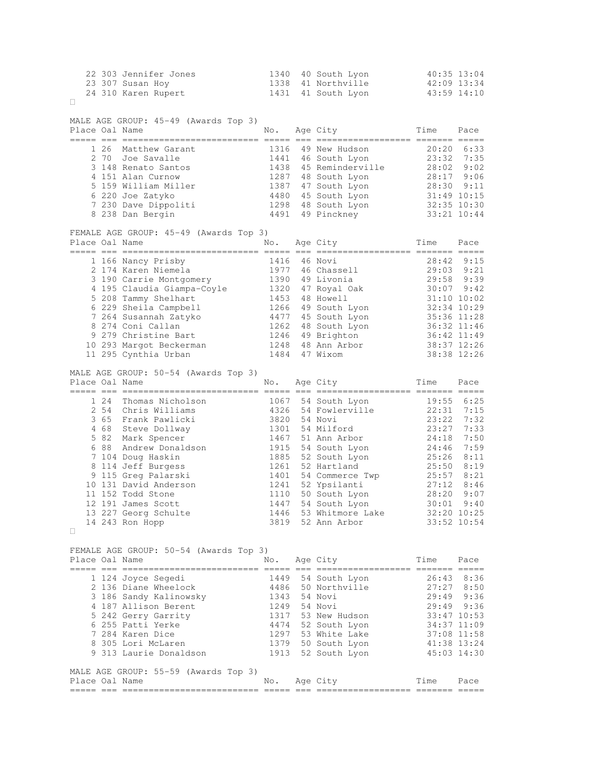| Place | Oal | Name | No. | Age | City | Time | Pace |
|---|---|---|---|---|---|---|---|
| 22 | 303 | Jennifer Jones | 1340 | 40 | South Lyon | 40:35 | 13:04 |
| 23 | 307 | Susan Hoy | 1338 | 41 | Northville | 42:09 | 13:34 |
| 24 | 310 | Karen Rupert | 1431 | 41 | South Lyon | 43:59 | 14:10 |

## MALE AGE GROUP: 45-49 (Awards Top 3)

| Place | Oal | Name | No. | Age | City | Time | Pace |
|---|---|---|---|---|---|---|---|
| 1 | 26 | Matthew Garant | 1316 | 49 | New Hudson | 20:20 | 6:33 |
| 2 | 70 | Joe Savalle | 1441 | 46 | South Lyon | 23:32 | 7:35 |
| 3 | 148 | Renato Santos | 1438 | 45 | Reminderville | 28:02 | 9:02 |
| 4 | 151 | Alan Curnow | 1287 | 48 | South Lyon | 28:17 | 9:06 |
| 5 | 159 | William Miller | 1387 | 47 | South Lyon | 28:30 | 9:11 |
| 6 | 220 | Joe Zatyko | 4480 | 45 | South Lyon | 31:49 | 10:15 |
| 7 | 230 | Dave Dippoliti | 1298 | 48 | South Lyon | 32:35 | 10:30 |
| 8 | 238 | Dan Bergin | 4491 | 49 | Pinckney | 33:21 | 10:44 |

## FEMALE AGE GROUP: 45-49 (Awards Top 3)

| Place | Oal | Name | No. | Age | City | Time | Pace |
|---|---|---|---|---|---|---|---|
| 1 | 166 | Nancy Prisby | 1416 | 46 | Novi | 28:42 | 9:15 |
| 2 | 174 | Karen Niemela | 1977 | 46 | Chassell | 29:03 | 9:21 |
| 3 | 190 | Carrie Montgomery | 1390 | 49 | Livonia | 29:58 | 9:39 |
| 4 | 195 | Claudia Giampa-Coyle | 1320 | 47 | Royal Oak | 30:07 | 9:42 |
| 5 | 208 | Tammy Shelhart | 1453 | 48 | Howell | 31:10 | 10:02 |
| 6 | 229 | Sheila Campbell | 1266 | 49 | South Lyon | 32:34 | 10:29 |
| 7 | 264 | Susannah Zatyko | 4477 | 45 | South Lyon | 35:36 | 11:28 |
| 8 | 274 | Coni Callan | 1262 | 48 | South Lyon | 36:32 | 11:46 |
| 9 | 279 | Christine Bart | 1246 | 49 | Brighton | 36:42 | 11:49 |
| 10 | 293 | Margot Beckerman | 1248 | 48 | Ann Arbor | 38:37 | 12:26 |
| 11 | 295 | Cynthia Urban | 1484 | 47 | Wixom | 38:38 | 12:26 |

## MALE AGE GROUP: 50-54 (Awards Top 3)

| Place | Oal | Name | No. | Age | City | Time | Pace |
|---|---|---|---|---|---|---|---|
| 1 | 24 | Thomas Nicholson | 1067 | 54 | South Lyon | 19:55 | 6:25 |
| 2 | 54 | Chris Williams | 4326 | 54 | Fowlerville | 22:31 | 7:15 |
| 3 | 65 | Frank Pawlicki | 3820 | 54 | Novi | 23:22 | 7:32 |
| 4 | 68 | Steve Dollway | 1301 | 54 | Milford | 23:27 | 7:33 |
| 5 | 82 | Mark Spencer | 1467 | 51 | Ann Arbor | 24:18 | 7:50 |
| 6 | 88 | Andrew Donaldson | 1915 | 54 | South Lyon | 24:46 | 7:59 |
| 7 | 104 | Doug Haskin | 1885 | 52 | South Lyon | 25:26 | 8:11 |
| 8 | 114 | Jeff Burgess | 1261 | 52 | Hartland | 25:50 | 8:19 |
| 9 | 115 | Greg Palarski | 1401 | 54 | Commerce Twp | 25:57 | 8:21 |
| 10 | 131 | David Anderson | 1241 | 52 | Ypsilanti | 27:12 | 8:46 |
| 11 | 152 | Todd Stone | 1110 | 50 | South Lyon | 28:20 | 9:07 |
| 12 | 191 | James Scott | 1447 | 54 | South Lyon | 30:01 | 9:40 |
| 13 | 227 | Georg Schulte | 1446 | 53 | Whitmore Lake | 32:20 | 10:25 |
| 14 | 243 | Ron Hopp | 3819 | 52 | Ann Arbor | 33:52 | 10:54 |

## FEMALE AGE GROUP: 50-54 (Awards Top 3)

| Place | Oal | Name | No. | Age | City | Time | Pace |
|---|---|---|---|---|---|---|---|
| 1 | 124 | Joyce Segedi | 1449 | 54 | South Lyon | 26:43 | 8:36 |
| 2 | 136 | Diane Wheelock | 4486 | 50 | Northville | 27:27 | 8:50 |
| 3 | 186 | Sandy Kalinowsky | 1343 | 54 | Novi | 29:49 | 9:36 |
| 4 | 187 | Allison Berent | 1249 | 54 | Novi | 29:49 | 9:36 |
| 5 | 242 | Gerry Garrity | 1317 | 53 | New Hudson | 33:47 | 10:53 |
| 6 | 255 | Patti Yerke | 4474 | 52 | South Lyon | 34:37 | 11:09 |
| 7 | 284 | Karen Dice | 1297 | 53 | White Lake | 37:08 | 11:58 |
| 8 | 305 | Lori McLaren | 1379 | 50 | South Lyon | 41:38 | 13:24 |
| 9 | 313 | Laurie Donaldson | 1913 | 52 | South Lyon | 45:03 | 14:30 |

## MALE AGE GROUP: 55-59 (Awards Top 3)

| Place | Oal | Name | No. | Age | City | Time | Pace |
|---|---|---|---|---|---|---|---|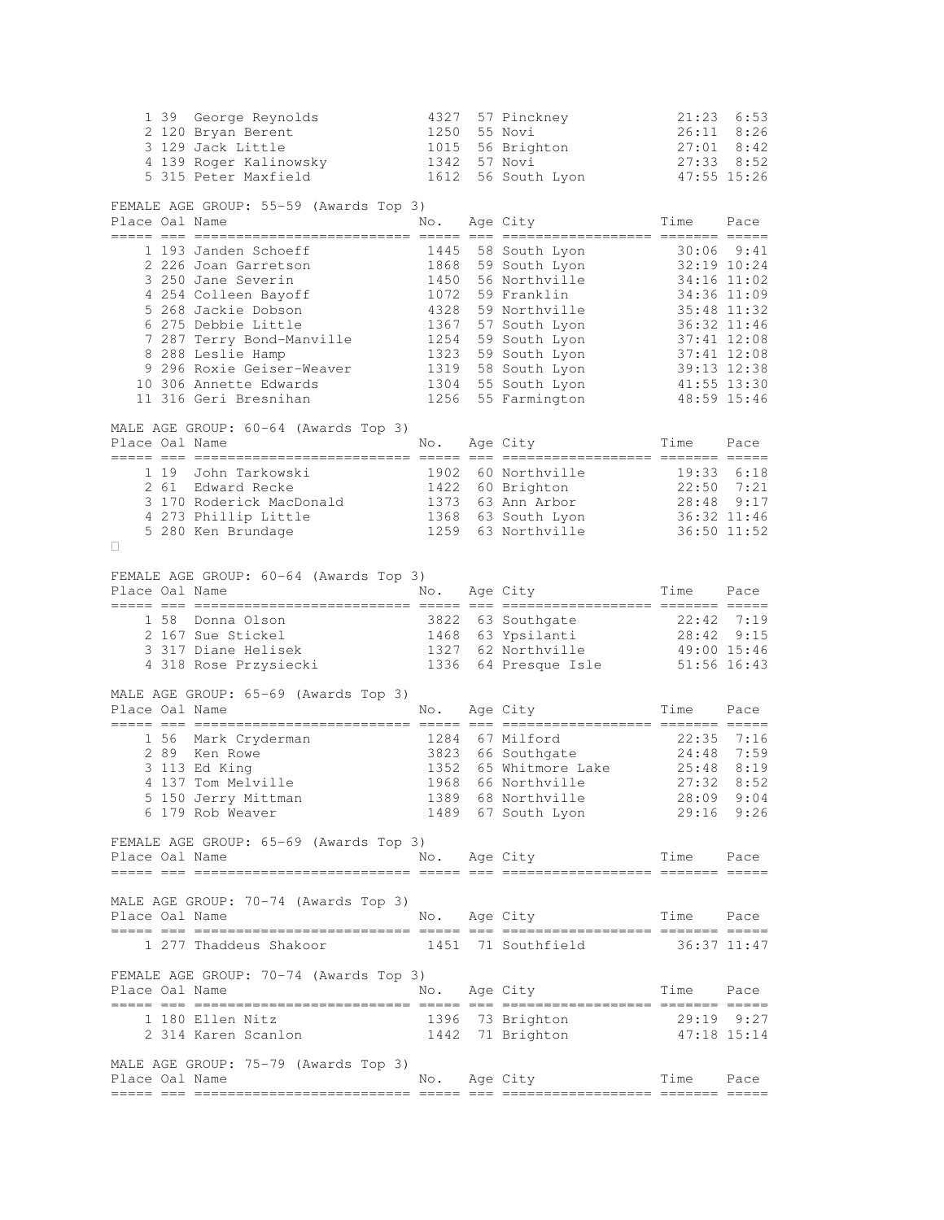| Place | Oal | Name | No. | Age | City | Time | Pace |
|---|---|---|---|---|---|---|---|
| 1 | 39 | George Reynolds | 4327 | 57 | Pinckney | 21:23 | 6:53 |
| 2 | 120 | Bryan Berent | 1250 | 55 | Novi | 26:11 | 8:26 |
| 3 | 129 | Jack Little | 1015 | 56 | Brighton | 27:01 | 8:42 |
| 4 | 139 | Roger Kalinowsky | 1342 | 57 | Novi | 27:33 | 8:52 |
| 5 | 315 | Peter Maxfield | 1612 | 56 | South Lyon | 47:55 | 15:26 |

FEMALE AGE GROUP: 55-59 (Awards Top 3)

| Place | Oal | Name | No. | Age | City | Time | Pace |
|---|---|---|---|---|---|---|---|
| 1 | 193 | Janden Schoeff | 1445 | 58 | South Lyon | 30:06 | 9:41 |
| 2 | 226 | Joan Garretson | 1868 | 59 | South Lyon | 32:19 | 10:24 |
| 3 | 250 | Jane Severin | 1450 | 56 | Northville | 34:16 | 11:02 |
| 4 | 254 | Colleen Bayoff | 1072 | 59 | Franklin | 34:36 | 11:09 |
| 5 | 268 | Jackie Dobson | 4328 | 59 | Northville | 35:48 | 11:32 |
| 6 | 275 | Debbie Little | 1367 | 57 | South Lyon | 36:32 | 11:46 |
| 7 | 287 | Terry Bond-Manville | 1254 | 59 | South Lyon | 37:41 | 12:08 |
| 8 | 288 | Leslie Hamp | 1323 | 59 | South Lyon | 37:41 | 12:08 |
| 9 | 296 | Roxie Geiser-Weaver | 1319 | 58 | South Lyon | 39:13 | 12:38 |
| 10 | 306 | Annette Edwards | 1304 | 55 | South Lyon | 41:55 | 13:30 |
| 11 | 316 | Geri Bresnihan | 1256 | 55 | Farmington | 48:59 | 15:46 |

MALE AGE GROUP: 60-64 (Awards Top 3)

| Place | Oal | Name | No. | Age | City | Time | Pace |
|---|---|---|---|---|---|---|---|
| 1 | 19 | John Tarkowski | 1902 | 60 | Northville | 19:33 | 6:18 |
| 2 | 61 | Edward Recke | 1422 | 60 | Brighton | 22:50 | 7:21 |
| 3 | 170 | Roderick MacDonald | 1373 | 63 | Ann Arbor | 28:48 | 9:17 |
| 4 | 273 | Phillip Little | 1368 | 63 | South Lyon | 36:32 | 11:46 |
| 5 | 280 | Ken Brundage | 1259 | 63 | Northville | 36:50 | 11:52 |

FEMALE AGE GROUP: 60-64 (Awards Top 3)

| Place | Oal | Name | No. | Age | City | Time | Pace |
|---|---|---|---|---|---|---|---|
| 1 | 58 | Donna Olson | 3822 | 63 | Southgate | 22:42 | 7:19 |
| 2 | 167 | Sue Stickel | 1468 | 63 | Ypsilanti | 28:42 | 9:15 |
| 3 | 317 | Diane Helisek | 1327 | 62 | Northville | 49:00 | 15:46 |
| 4 | 318 | Rose Przysiecki | 1336 | 64 | Presque Isle | 51:56 | 16:43 |

MALE AGE GROUP: 65-69 (Awards Top 3)

| Place | Oal | Name | No. | Age | City | Time | Pace |
|---|---|---|---|---|---|---|---|
| 1 | 56 | Mark Cryderman | 1284 | 67 | Milford | 22:35 | 7:16 |
| 2 | 89 | Ken Rowe | 3823 | 66 | Southgate | 24:48 | 7:59 |
| 3 | 113 | Ed King | 1352 | 65 | Whitmore Lake | 25:48 | 8:19 |
| 4 | 137 | Tom Melville | 1968 | 66 | Northville | 27:32 | 8:52 |
| 5 | 150 | Jerry Mittman | 1389 | 68 | Northville | 28:09 | 9:04 |
| 6 | 179 | Rob Weaver | 1489 | 67 | South Lyon | 29:16 | 9:26 |

FEMALE AGE GROUP: 65-69 (Awards Top 3)

| Place | Oal | Name | No. | Age | City | Time | Pace |
|---|---|---|---|---|---|---|---|

MALE AGE GROUP: 70-74 (Awards Top 3)

| Place | Oal | Name | No. | Age | City | Time | Pace |
|---|---|---|---|---|---|---|---|
| 1 | 277 | Thaddeus Shakoor | 1451 | 71 | Southfield | 36:37 | 11:47 |

FEMALE AGE GROUP: 70-74 (Awards Top 3)

| Place | Oal | Name | No. | Age | City | Time | Pace |
|---|---|---|---|---|---|---|---|
| 1 | 180 | Ellen Nitz | 1396 | 73 | Brighton | 29:19 | 9:27 |
| 2 | 314 | Karen Scanlon | 1442 | 71 | Brighton | 47:18 | 15:14 |

MALE AGE GROUP: 75-79 (Awards Top 3)

| Place | Oal | Name | No. | Age | City | Time | Pace |
|---|---|---|---|---|---|---|---|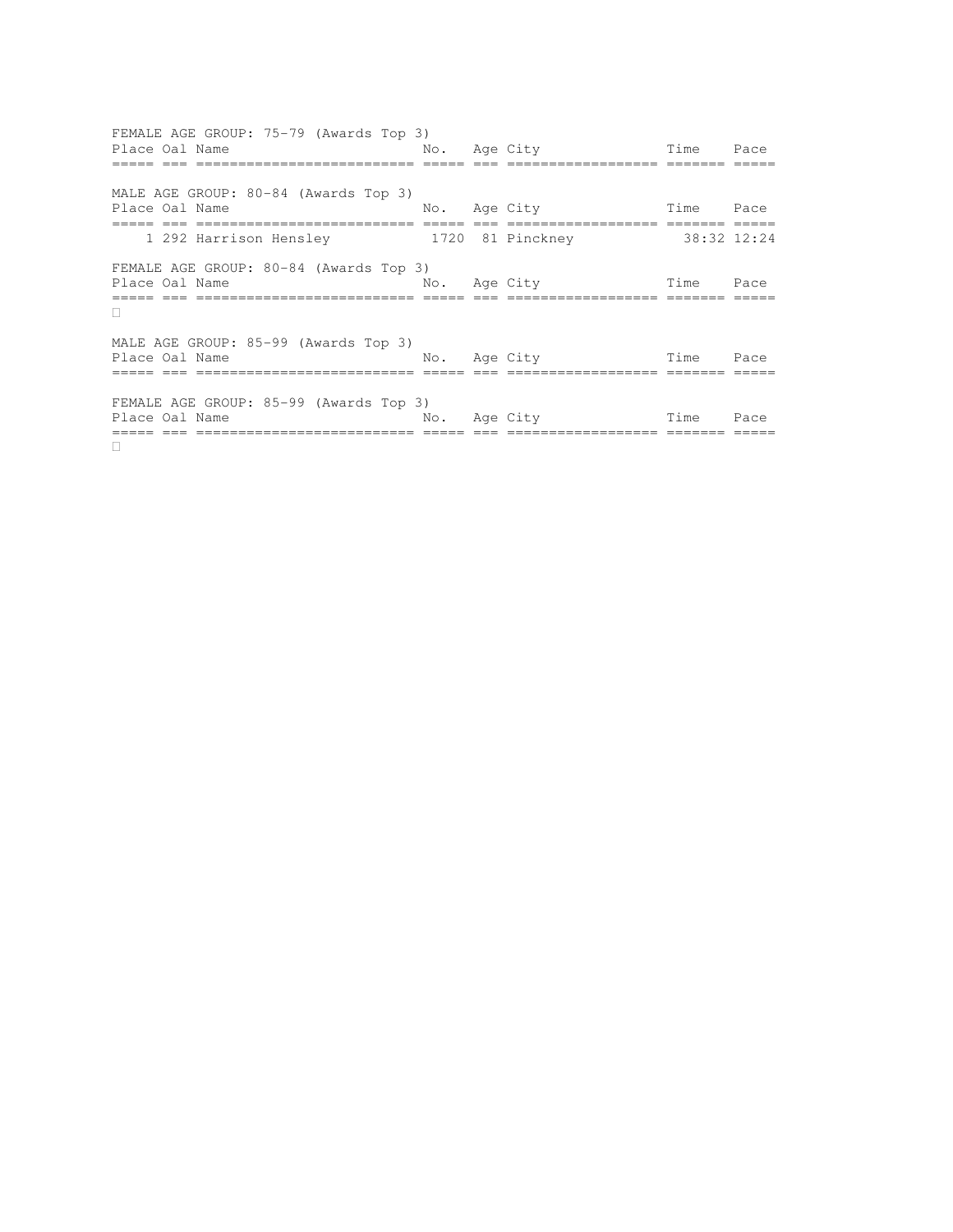FEMALE AGE GROUP: 75-79 (Awards Top 3)

| Place | Oal | Name | No. | Age | City | Time | Pace |
|---|---|---|---|---|---|---|---|

MALE AGE GROUP: 80-84 (Awards Top 3)

| Place | Oal | Name | No. | Age | City | Time | Pace |
|---|---|---|---|---|---|---|---|
| 1 | 292 | Harrison Hensley | 1720 | 81 | Pinckney | 38:32 | 12:24 |

FEMALE AGE GROUP: 80-84 (Awards Top 3)

| Place | Oal | Name | No. | Age | City | Time | Pace |
|---|---|---|---|---|---|---|---|

MALE AGE GROUP: 85-99 (Awards Top 3)

| Place | Oal | Name | No. | Age | City | Time | Pace |
|---|---|---|---|---|---|---|---|

FEMALE AGE GROUP: 85-99 (Awards Top 3)

| Place | Oal | Name | No. | Age | City | Time | Pace |
|---|---|---|---|---|---|---|---|